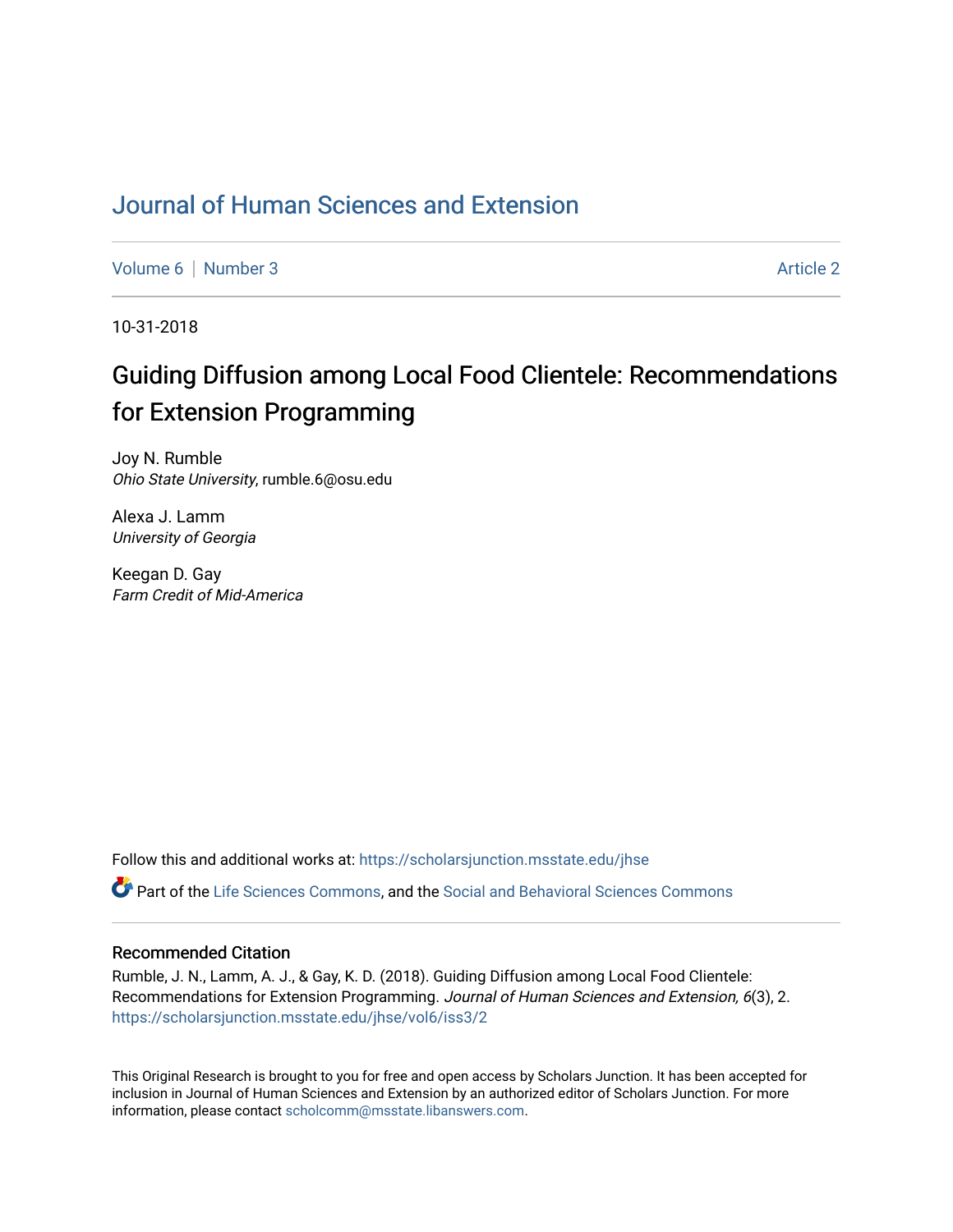# Journal of Human Sciences and Extension

Volume 6 | Number 3 Article 2

10-31-2018

## Guiding Diffusion among Local Food Clientele: Recommendations for Extension Programming

Joy N. Rumble
*Ohio State University*, rumble.6@osu.edu

Alexa J. Lamm
*University of Georgia*

Keegan D. Gay
*Farm Credit of Mid-America*

Follow this and additional works at: https://scholarsjunction.msstate.edu/jhse

Part of the Life Sciences Commons, and the Social and Behavioral Sciences Commons

### Recommended Citation

Rumble, J. N., Lamm, A. J., & Gay, K. D. (2018). Guiding Diffusion among Local Food Clientele: Recommendations for Extension Programming. *Journal of Human Sciences and Extension, 6*(3), 2. https://scholarsjunction.msstate.edu/jhse/vol6/iss3/2

This Original Research is brought to you for free and open access by Scholars Junction. It has been accepted for inclusion in Journal of Human Sciences and Extension by an authorized editor of Scholars Junction. For more information, please contact scholcomm@msstate.libanswers.com.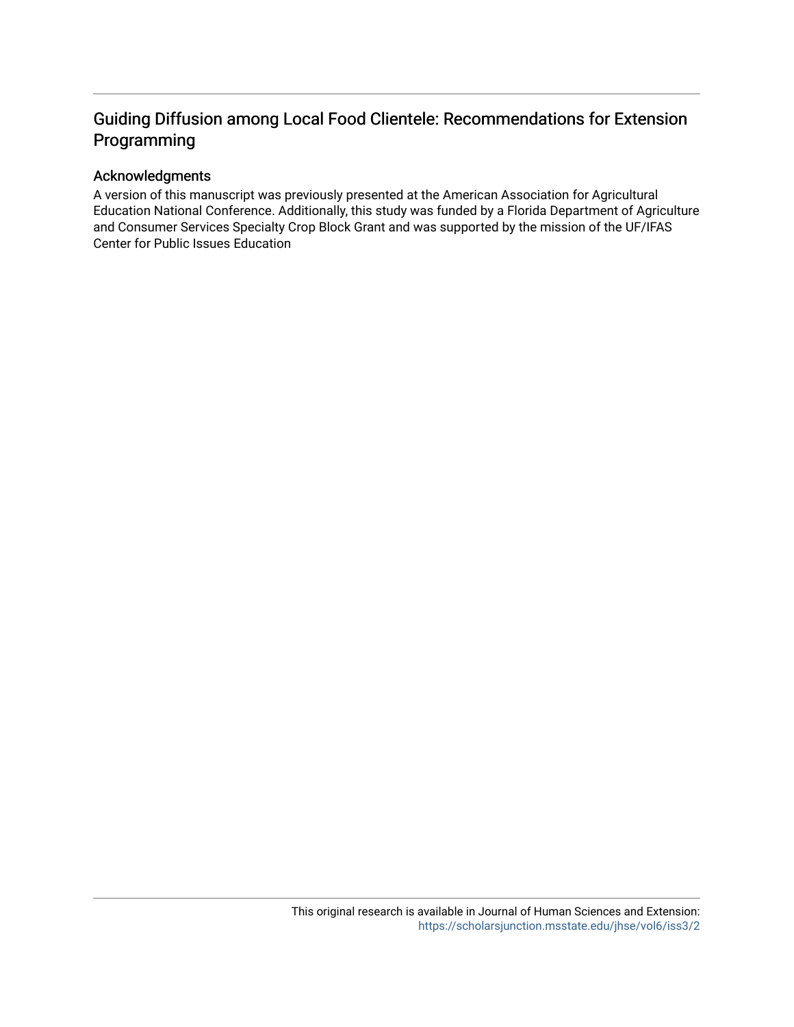# Guiding Diffusion among Local Food Clientele: Recommendations for Extension Programming

## Acknowledgments

A version of this manuscript was previously presented at the American Association for Agricultural Education National Conference. Additionally, this study was funded by a Florida Department of Agriculture and Consumer Services Specialty Crop Block Grant and was supported by the mission of the UF/IFAS Center for Public Issues Education

This original research is available in Journal of Human Sciences and Extension: https://scholarsjunction.msstate.edu/jhse/vol6/iss3/2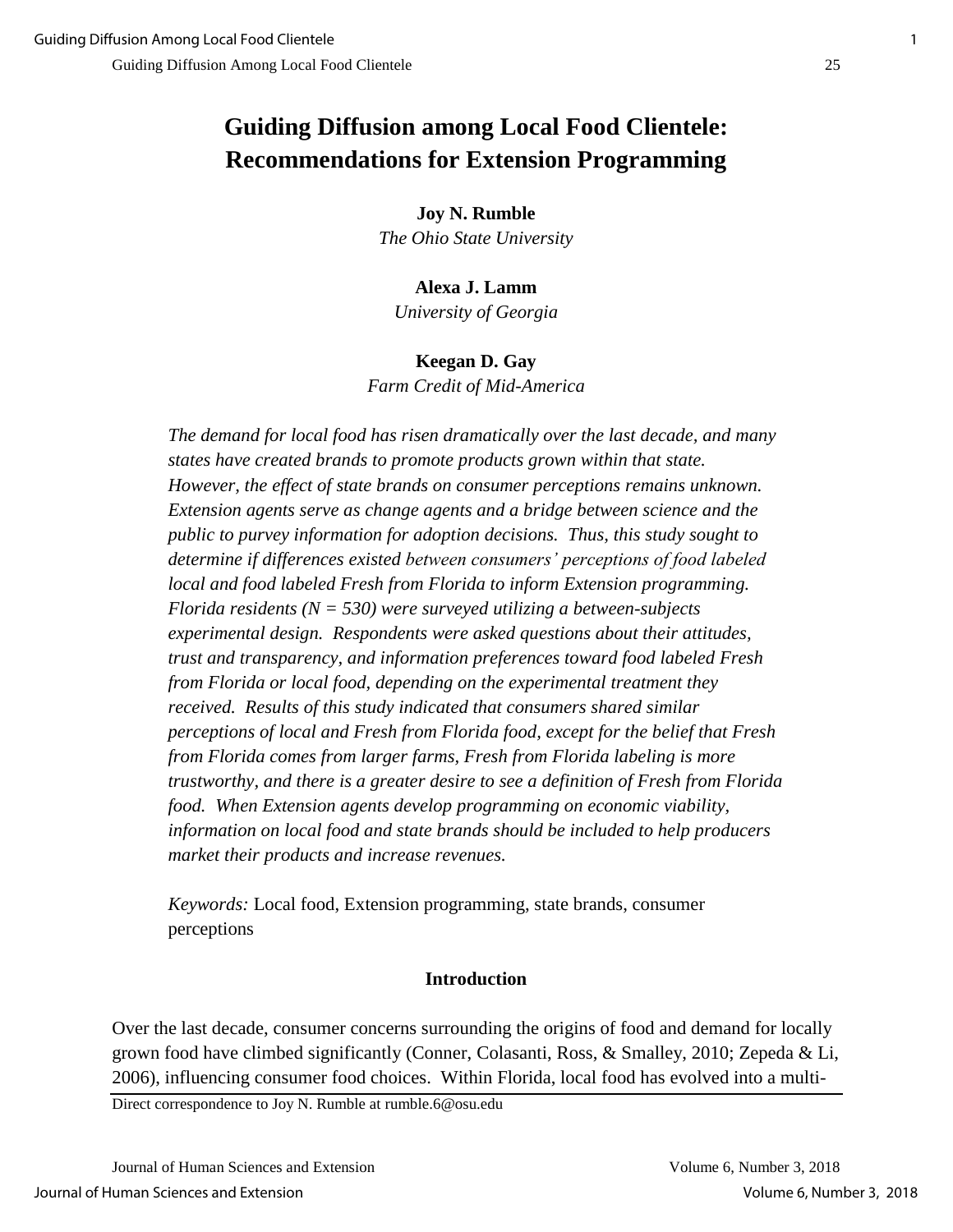# Guiding Diffusion among Local Food Clientele: Recommendations for Extension Programming

**Joy N. Rumble**
*The Ohio State University*

**Alexa J. Lamm**
*University of Georgia*

**Keegan D. Gay**
*Farm Credit of Mid-America*

*The demand for local food has risen dramatically over the last decade, and many states have created brands to promote products grown within that state. However, the effect of state brands on consumer perceptions remains unknown. Extension agents serve as change agents and a bridge between science and the public to purvey information for adoption decisions. Thus, this study sought to determine if differences existed between consumers' perceptions of food labeled local and food labeled Fresh from Florida to inform Extension programming. Florida residents (N = 530) were surveyed utilizing a between-subjects experimental design. Respondents were asked questions about their attitudes, trust and transparency, and information preferences toward food labeled Fresh from Florida or local food, depending on the experimental treatment they received. Results of this study indicated that consumers shared similar perceptions of local and Fresh from Florida food, except for the belief that Fresh from Florida comes from larger farms, Fresh from Florida labeling is more trustworthy, and there is a greater desire to see a definition of Fresh from Florida food. When Extension agents develop programming on economic viability, information on local food and state brands should be included to help producers market their products and increase revenues.*

*Keywords:* Local food, Extension programming, state brands, consumer perceptions

## Introduction

Over the last decade, consumer concerns surrounding the origins of food and demand for locally grown food have climbed significantly (Conner, Colasanti, Ross, & Smalley, 2010; Zepeda & Li, 2006), influencing consumer food choices. Within Florida, local food has evolved into a multi-

Direct correspondence to Joy N. Rumble at rumble.6@osu.edu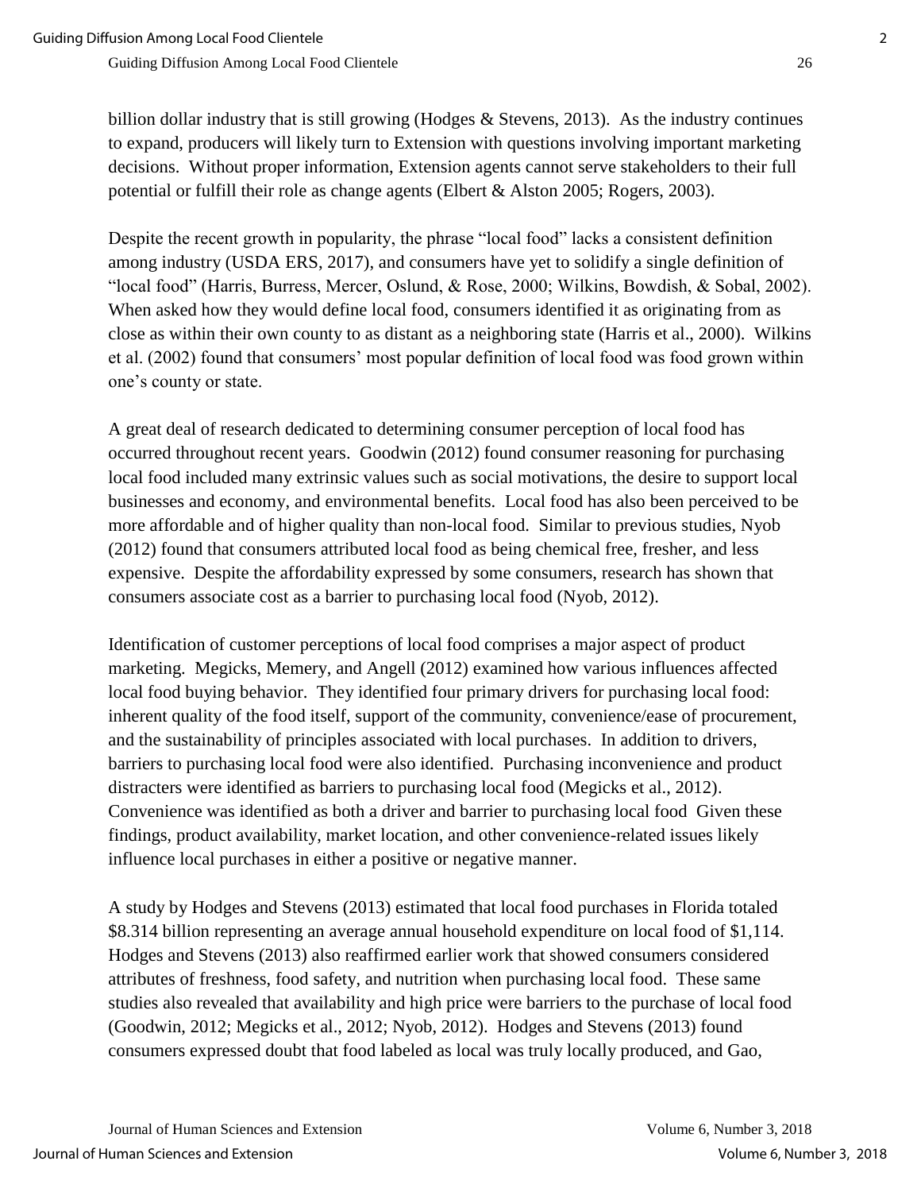billion dollar industry that is still growing (Hodges & Stevens, 2013). As the industry continues to expand, producers will likely turn to Extension with questions involving important marketing decisions. Without proper information, Extension agents cannot serve stakeholders to their full potential or fulfill their role as change agents (Elbert & Alston 2005; Rogers, 2003).

Despite the recent growth in popularity, the phrase "local food" lacks a consistent definition among industry (USDA ERS, 2017), and consumers have yet to solidify a single definition of "local food" (Harris, Burress, Mercer, Oslund, & Rose, 2000; Wilkins, Bowdish, & Sobal, 2002). When asked how they would define local food, consumers identified it as originating from as close as within their own county to as distant as a neighboring state (Harris et al., 2000). Wilkins et al. (2002) found that consumers' most popular definition of local food was food grown within one's county or state.

A great deal of research dedicated to determining consumer perception of local food has occurred throughout recent years. Goodwin (2012) found consumer reasoning for purchasing local food included many extrinsic values such as social motivations, the desire to support local businesses and economy, and environmental benefits. Local food has also been perceived to be more affordable and of higher quality than non-local food. Similar to previous studies, Nyob (2012) found that consumers attributed local food as being chemical free, fresher, and less expensive. Despite the affordability expressed by some consumers, research has shown that consumers associate cost as a barrier to purchasing local food (Nyob, 2012).

Identification of customer perceptions of local food comprises a major aspect of product marketing. Megicks, Memery, and Angell (2012) examined how various influences affected local food buying behavior. They identified four primary drivers for purchasing local food: inherent quality of the food itself, support of the community, convenience/ease of procurement, and the sustainability of principles associated with local purchases. In addition to drivers, barriers to purchasing local food were also identified. Purchasing inconvenience and product distracters were identified as barriers to purchasing local food (Megicks et al., 2012). Convenience was identified as both a driver and barrier to purchasing local food Given these findings, product availability, market location, and other convenience-related issues likely influence local purchases in either a positive or negative manner.

A study by Hodges and Stevens (2013) estimated that local food purchases in Florida totaled $8.314 billion representing an average annual household expenditure on local food of $1,114. Hodges and Stevens (2013) also reaffirmed earlier work that showed consumers considered attributes of freshness, food safety, and nutrition when purchasing local food. These same studies also revealed that availability and high price were barriers to the purchase of local food (Goodwin, 2012; Megicks et al., 2012; Nyob, 2012). Hodges and Stevens (2013) found consumers expressed doubt that food labeled as local was truly locally produced, and Gao,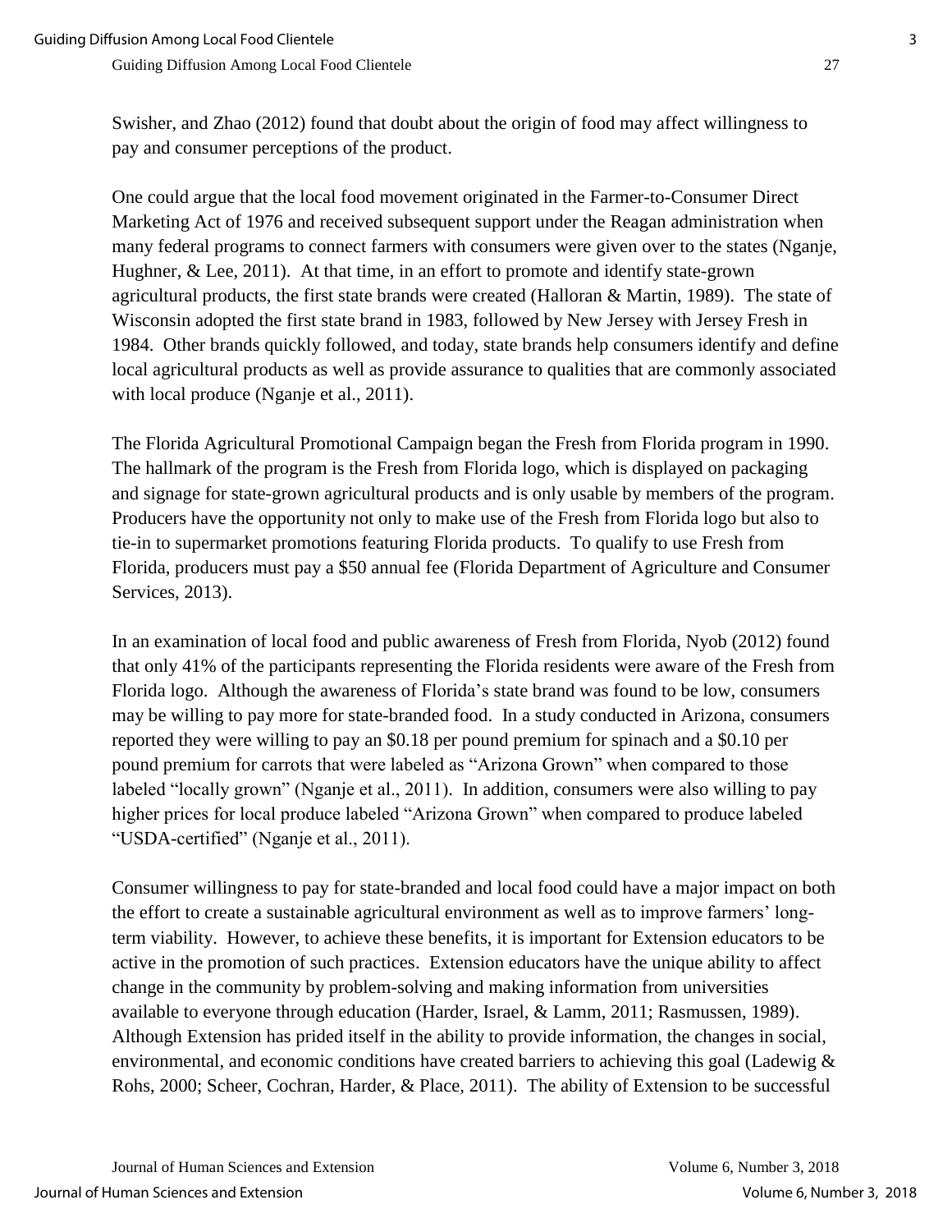Swisher, and Zhao (2012) found that doubt about the origin of food may affect willingness to pay and consumer perceptions of the product.

One could argue that the local food movement originated in the Farmer-to-Consumer Direct Marketing Act of 1976 and received subsequent support under the Reagan administration when many federal programs to connect farmers with consumers were given over to the states (Nganje, Hughner, & Lee, 2011). At that time, in an effort to promote and identify state-grown agricultural products, the first state brands were created (Halloran & Martin, 1989). The state of Wisconsin adopted the first state brand in 1983, followed by New Jersey with Jersey Fresh in 1984. Other brands quickly followed, and today, state brands help consumers identify and define local agricultural products as well as provide assurance to qualities that are commonly associated with local produce (Nganje et al., 2011).

The Florida Agricultural Promotional Campaign began the Fresh from Florida program in 1990. The hallmark of the program is the Fresh from Florida logo, which is displayed on packaging and signage for state-grown agricultural products and is only usable by members of the program. Producers have the opportunity not only to make use of the Fresh from Florida logo but also to tie-in to supermarket promotions featuring Florida products. To qualify to use Fresh from Florida, producers must pay a $50 annual fee (Florida Department of Agriculture and Consumer Services, 2013).

In an examination of local food and public awareness of Fresh from Florida, Nyob (2012) found that only 41% of the participants representing the Florida residents were aware of the Fresh from Florida logo. Although the awareness of Florida's state brand was found to be low, consumers may be willing to pay more for state-branded food. In a study conducted in Arizona, consumers reported they were willing to pay an $0.18 per pound premium for spinach and a $0.10 per pound premium for carrots that were labeled as "Arizona Grown" when compared to those labeled "locally grown" (Nganje et al., 2011). In addition, consumers were also willing to pay higher prices for local produce labeled "Arizona Grown" when compared to produce labeled "USDA-certified" (Nganje et al., 2011).

Consumer willingness to pay for state-branded and local food could have a major impact on both the effort to create a sustainable agricultural environment as well as to improve farmers' long-term viability. However, to achieve these benefits, it is important for Extension educators to be active in the promotion of such practices. Extension educators have the unique ability to affect change in the community by problem-solving and making information from universities available to everyone through education (Harder, Israel, & Lamm, 2011; Rasmussen, 1989). Although Extension has prided itself in the ability to provide information, the changes in social, environmental, and economic conditions have created barriers to achieving this goal (Ladewig & Rohs, 2000; Scheer, Cochran, Harder, & Place, 2011). The ability of Extension to be successful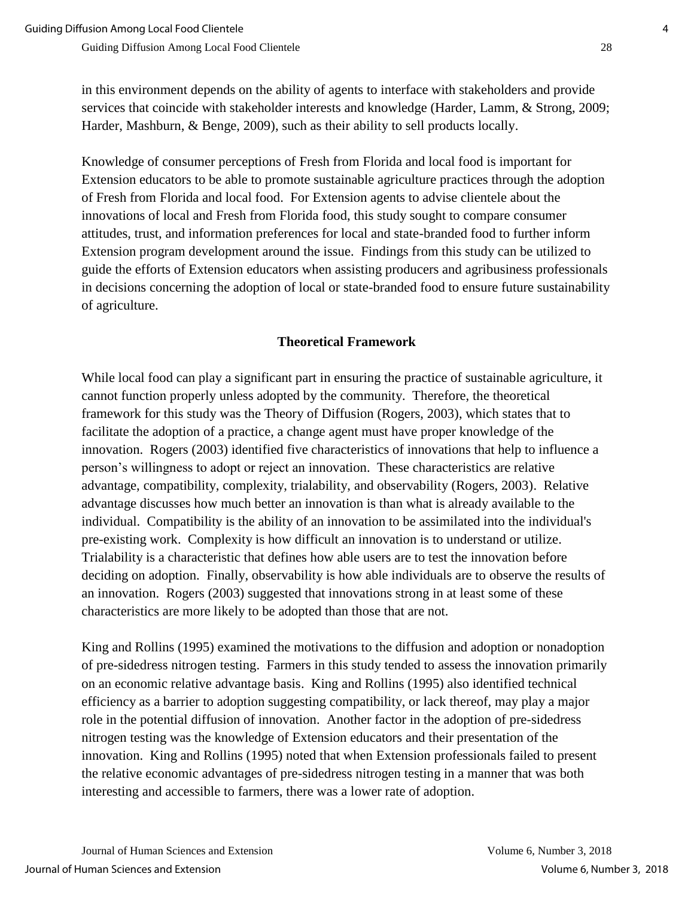in this environment depends on the ability of agents to interface with stakeholders and provide services that coincide with stakeholder interests and knowledge (Harder, Lamm, & Strong, 2009; Harder, Mashburn, & Benge, 2009), such as their ability to sell products locally.

Knowledge of consumer perceptions of Fresh from Florida and local food is important for Extension educators to be able to promote sustainable agriculture practices through the adoption of Fresh from Florida and local food. For Extension agents to advise clientele about the innovations of local and Fresh from Florida food, this study sought to compare consumer attitudes, trust, and information preferences for local and state-branded food to further inform Extension program development around the issue. Findings from this study can be utilized to guide the efforts of Extension educators when assisting producers and agribusiness professionals in decisions concerning the adoption of local or state-branded food to ensure future sustainability of agriculture.

## Theoretical Framework

While local food can play a significant part in ensuring the practice of sustainable agriculture, it cannot function properly unless adopted by the community. Therefore, the theoretical framework for this study was the Theory of Diffusion (Rogers, 2003), which states that to facilitate the adoption of a practice, a change agent must have proper knowledge of the innovation. Rogers (2003) identified five characteristics of innovations that help to influence a person's willingness to adopt or reject an innovation. These characteristics are relative advantage, compatibility, complexity, trialability, and observability (Rogers, 2003). Relative advantage discusses how much better an innovation is than what is already available to the individual. Compatibility is the ability of an innovation to be assimilated into the individual's pre-existing work. Complexity is how difficult an innovation is to understand or utilize. Trialability is a characteristic that defines how able users are to test the innovation before deciding on adoption. Finally, observability is how able individuals are to observe the results of an innovation. Rogers (2003) suggested that innovations strong in at least some of these characteristics are more likely to be adopted than those that are not.

King and Rollins (1995) examined the motivations to the diffusion and adoption or nonadoption of pre-sidedress nitrogen testing. Farmers in this study tended to assess the innovation primarily on an economic relative advantage basis. King and Rollins (1995) also identified technical efficiency as a barrier to adoption suggesting compatibility, or lack thereof, may play a major role in the potential diffusion of innovation. Another factor in the adoption of pre-sidedress nitrogen testing was the knowledge of Extension educators and their presentation of the innovation. King and Rollins (1995) noted that when Extension professionals failed to present the relative economic advantages of pre-sidedress nitrogen testing in a manner that was both interesting and accessible to farmers, there was a lower rate of adoption.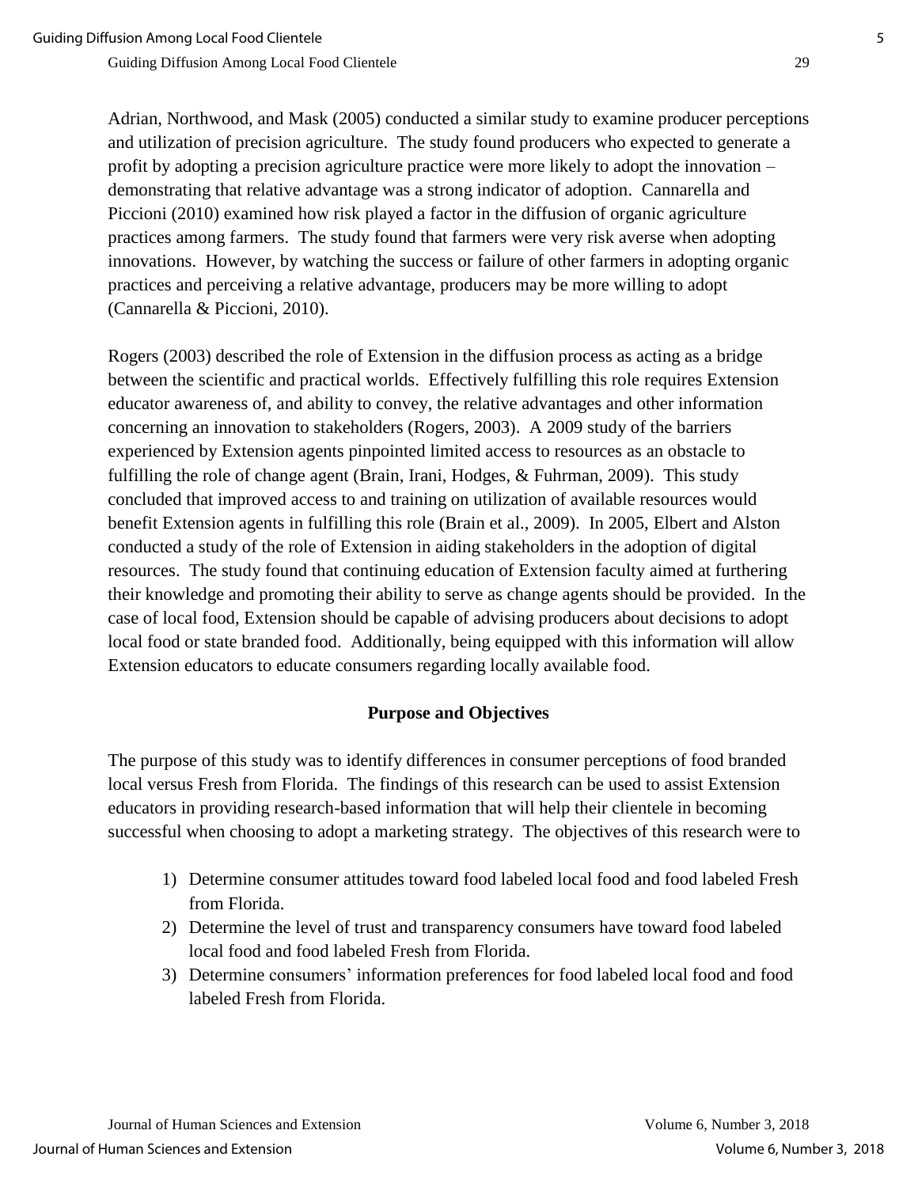Adrian, Northwood, and Mask (2005) conducted a similar study to examine producer perceptions and utilization of precision agriculture. The study found producers who expected to generate a profit by adopting a precision agriculture practice were more likely to adopt the innovation – demonstrating that relative advantage was a strong indicator of adoption. Cannarella and Piccioni (2010) examined how risk played a factor in the diffusion of organic agriculture practices among farmers. The study found that farmers were very risk averse when adopting innovations. However, by watching the success or failure of other farmers in adopting organic practices and perceiving a relative advantage, producers may be more willing to adopt (Cannarella & Piccioni, 2010).

Rogers (2003) described the role of Extension in the diffusion process as acting as a bridge between the scientific and practical worlds. Effectively fulfilling this role requires Extension educator awareness of, and ability to convey, the relative advantages and other information concerning an innovation to stakeholders (Rogers, 2003). A 2009 study of the barriers experienced by Extension agents pinpointed limited access to resources as an obstacle to fulfilling the role of change agent (Brain, Irani, Hodges, & Fuhrman, 2009). This study concluded that improved access to and training on utilization of available resources would benefit Extension agents in fulfilling this role (Brain et al., 2009). In 2005, Elbert and Alston conducted a study of the role of Extension in aiding stakeholders in the adoption of digital resources. The study found that continuing education of Extension faculty aimed at furthering their knowledge and promoting their ability to serve as change agents should be provided. In the case of local food, Extension should be capable of advising producers about decisions to adopt local food or state branded food. Additionally, being equipped with this information will allow Extension educators to educate consumers regarding locally available food.

## Purpose and Objectives

The purpose of this study was to identify differences in consumer perceptions of food branded local versus Fresh from Florida. The findings of this research can be used to assist Extension educators in providing research-based information that will help their clientele in becoming successful when choosing to adopt a marketing strategy. The objectives of this research were to

1) Determine consumer attitudes toward food labeled local food and food labeled Fresh from Florida.
2) Determine the level of trust and transparency consumers have toward food labeled local food and food labeled Fresh from Florida.
3) Determine consumers' information preferences for food labeled local food and food labeled Fresh from Florida.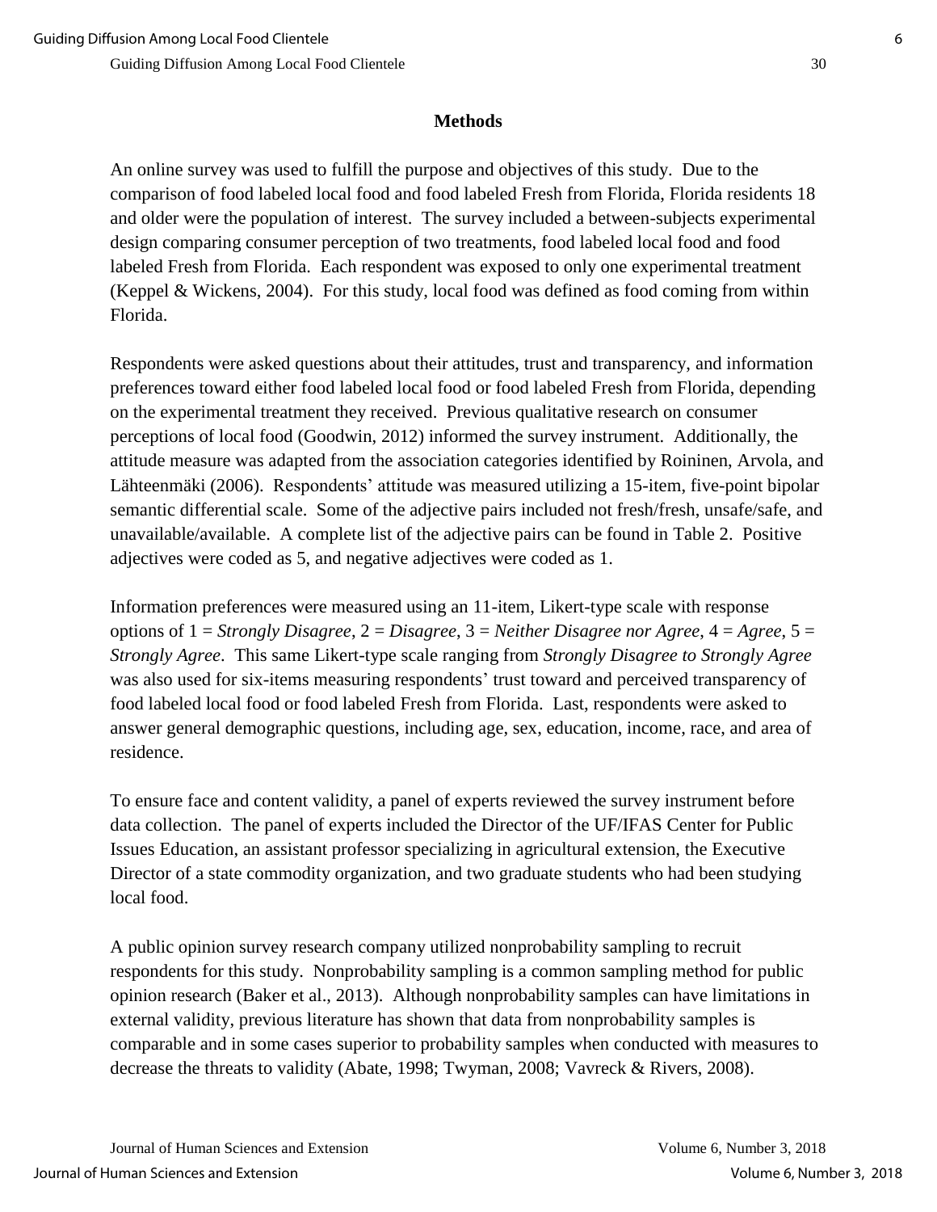## Methods

An online survey was used to fulfill the purpose and objectives of this study. Due to the comparison of food labeled local food and food labeled Fresh from Florida, Florida residents 18 and older were the population of interest. The survey included a between-subjects experimental design comparing consumer perception of two treatments, food labeled local food and food labeled Fresh from Florida. Each respondent was exposed to only one experimental treatment (Keppel & Wickens, 2004). For this study, local food was defined as food coming from within Florida.

Respondents were asked questions about their attitudes, trust and transparency, and information preferences toward either food labeled local food or food labeled Fresh from Florida, depending on the experimental treatment they received. Previous qualitative research on consumer perceptions of local food (Goodwin, 2012) informed the survey instrument. Additionally, the attitude measure was adapted from the association categories identified by Roininen, Arvola, and Lähteenmäki (2006). Respondents' attitude was measured utilizing a 15-item, five-point bipolar semantic differential scale. Some of the adjective pairs included not fresh/fresh, unsafe/safe, and unavailable/available. A complete list of the adjective pairs can be found in Table 2. Positive adjectives were coded as 5, and negative adjectives were coded as 1.

Information preferences were measured using an 11-item, Likert-type scale with response options of 1 = *Strongly Disagree*, 2 = *Disagree*, 3 = *Neither Disagree nor Agree*, 4 = *Agree*, 5 = *Strongly Agree*. This same Likert-type scale ranging from *Strongly Disagree to Strongly Agree* was also used for six-items measuring respondents' trust toward and perceived transparency of food labeled local food or food labeled Fresh from Florida. Last, respondents were asked to answer general demographic questions, including age, sex, education, income, race, and area of residence.

To ensure face and content validity, a panel of experts reviewed the survey instrument before data collection. The panel of experts included the Director of the UF/IFAS Center for Public Issues Education, an assistant professor specializing in agricultural extension, the Executive Director of a state commodity organization, and two graduate students who had been studying local food.

A public opinion survey research company utilized nonprobability sampling to recruit respondents for this study. Nonprobability sampling is a common sampling method for public opinion research (Baker et al., 2013). Although nonprobability samples can have limitations in external validity, previous literature has shown that data from nonprobability samples is comparable and in some cases superior to probability samples when conducted with measures to decrease the threats to validity (Abate, 1998; Twyman, 2008; Vavreck & Rivers, 2008).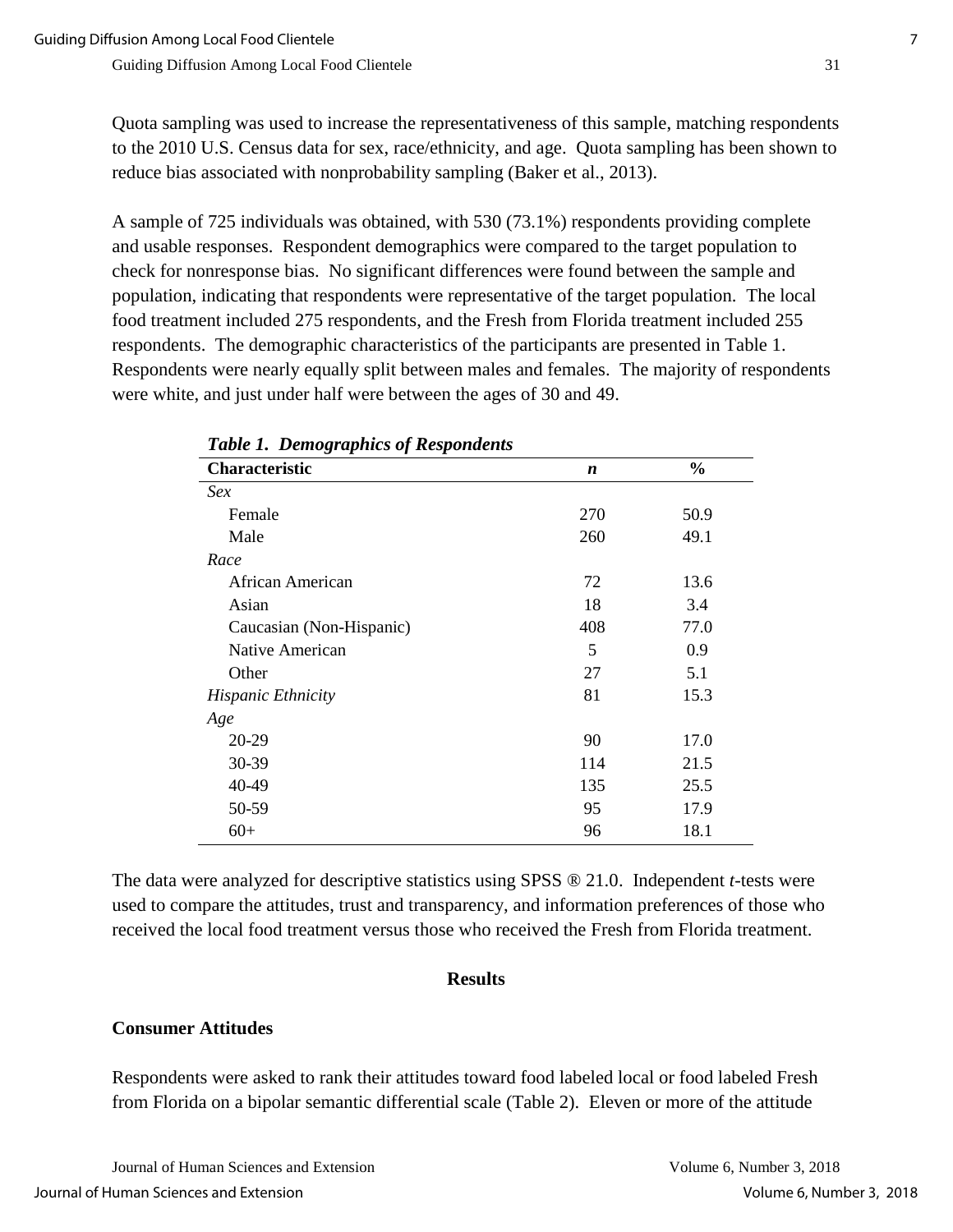Quota sampling was used to increase the representativeness of this sample, matching respondents to the 2010 U.S. Census data for sex, race/ethnicity, and age. Quota sampling has been shown to reduce bias associated with nonprobability sampling (Baker et al., 2013).

A sample of 725 individuals was obtained, with 530 (73.1%) respondents providing complete and usable responses. Respondent demographics were compared to the target population to check for nonresponse bias. No significant differences were found between the sample and population, indicating that respondents were representative of the target population. The local food treatment included 275 respondents, and the Fresh from Florida treatment included 255 respondents. The demographic characteristics of the participants are presented in Table 1. Respondents were nearly equally split between males and females. The majority of respondents were white, and just under half were between the ages of 30 and 49.

***Table 1. Demographics of Respondents***

| Characteristic | *n* | % |
|---|---|---|
| *Sex* | | |
| Female | 270 | 50.9 |
| Male | 260 | 49.1 |
| *Race* | | |
| African American | 72 | 13.6 |
| Asian | 18 | 3.4 |
| Caucasian (Non-Hispanic) | 408 | 77.0 |
| Native American | 5 | 0.9 |
| Other | 27 | 5.1 |
| *Hispanic Ethnicity* | 81 | 15.3 |
| *Age* | | |
| 20-29 | 90 | 17.0 |
| 30-39 | 114 | 21.5 |
| 40-49 | 135 | 25.5 |
| 50-59 | 95 | 17.9 |
| 60+ | 96 | 18.1 |

The data were analyzed for descriptive statistics using SPSS ® 21.0. Independent *t*-tests were used to compare the attitudes, trust and transparency, and information preferences of those who received the local food treatment versus those who received the Fresh from Florida treatment.

## Results

### Consumer Attitudes

Respondents were asked to rank their attitudes toward food labeled local or food labeled Fresh from Florida on a bipolar semantic differential scale (Table 2). Eleven or more of the attitude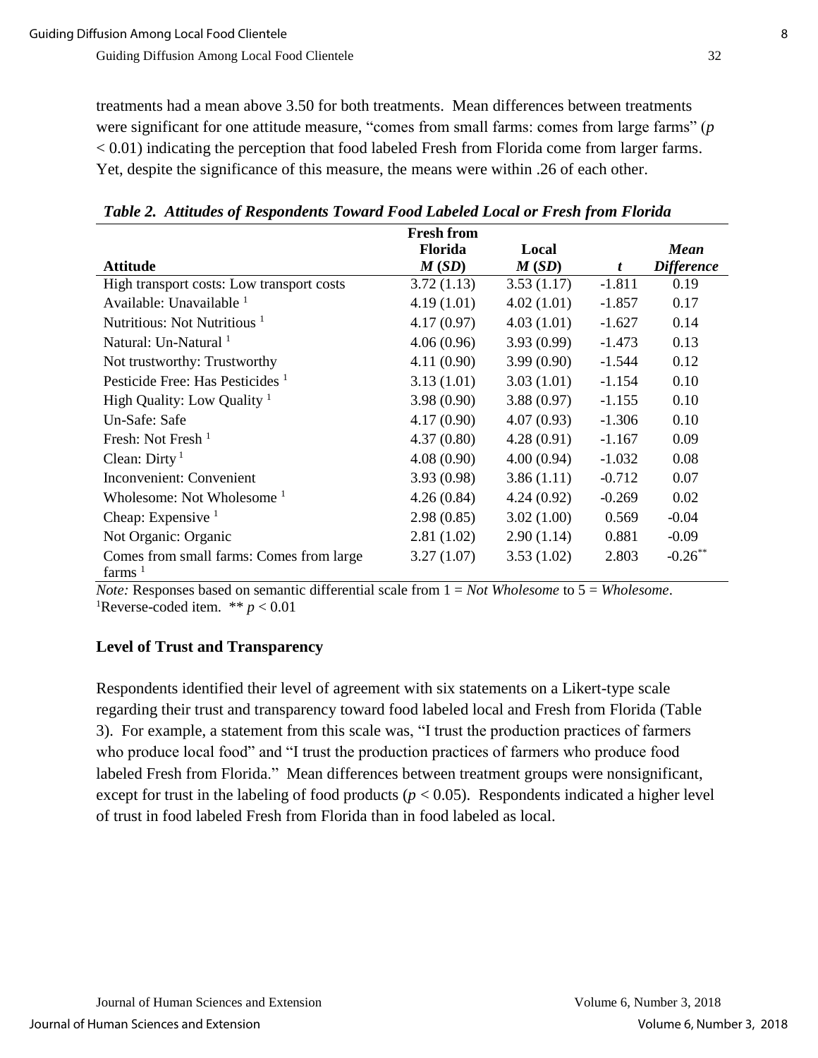treatments had a mean above 3.50 for both treatments. Mean differences between treatments were significant for one attitude measure, "comes from small farms: comes from large farms" ($p < 0.01$) indicating the perception that food labeled Fresh from Florida come from larger farms. Yet, despite the significance of this measure, the means were within .26 of each other.

***Table 2. Attitudes of Respondents Toward Food Labeled Local or Fresh from Florida***

| Attitude | Fresh from Florida *M* (*SD*) | Local *M* (*SD*) | *t* | *Mean Difference* |
|---|---|---|---|---|
| High transport costs: Low transport costs | 3.72 (1.13) | 3.53 (1.17) | -1.811 | 0.19 |
| Available: Unavailable [1] | 4.19 (1.01) | 4.02 (1.01) | -1.857 | 0.17 |
| Nutritious: Not Nutritious [1] | 4.17 (0.97) | 4.03 (1.01) | -1.627 | 0.14 |
| Natural: Un-Natural [1] | 4.06 (0.96) | 3.93 (0.99) | -1.473 | 0.13 |
| Not trustworthy: Trustworthy | 4.11 (0.90) | 3.99 (0.90) | -1.544 | 0.12 |
| Pesticide Free: Has Pesticides [1] | 3.13 (1.01) | 3.03 (1.01) | -1.154 | 0.10 |
| High Quality: Low Quality [1] | 3.98 (0.90) | 3.88 (0.97) | -1.155 | 0.10 |
| Un-Safe: Safe | 4.17 (0.90) | 4.07 (0.93) | -1.306 | 0.10 |
| Fresh: Not Fresh [1] | 4.37 (0.80) | 4.28 (0.91) | -1.167 | 0.09 |
| Clean: Dirty [1] | 4.08 (0.90) | 4.00 (0.94) | -1.032 | 0.08 |
| Inconvenient: Convenient | 3.93 (0.98) | 3.86 (1.11) | -0.712 | 0.07 |
| Wholesome: Not Wholesome [1] | 4.26 (0.84) | 4.24 (0.92) | -0.269 | 0.02 |
| Cheap: Expensive [1] | 2.98 (0.85) | 3.02 (1.00) | 0.569 | -0.04 |
| Not Organic: Organic | 2.81 (1.02) | 2.90 (1.14) | 0.881 | -0.09 |
| Comes from small farms: Comes from large farms [1] | 3.27 (1.07) | 3.53 (1.02) | 2.803 | -0.26** |

*Note:* Responses based on semantic differential scale from 1 = *Not Wholesome* to 5 = *Wholesome*.
[1]Reverse-coded item. ** $p < 0.01$

**Level of Trust and Transparency**

Respondents identified their level of agreement with six statements on a Likert-type scale regarding their trust and transparency toward food labeled local and Fresh from Florida (Table 3). For example, a statement from this scale was, "I trust the production practices of farmers who produce local food" and "I trust the production practices of farmers who produce food labeled Fresh from Florida." Mean differences between treatment groups were nonsignificant, except for trust in the labeling of food products ($p < 0.05$). Respondents indicated a higher level of trust in food labeled Fresh from Florida than in food labeled as local.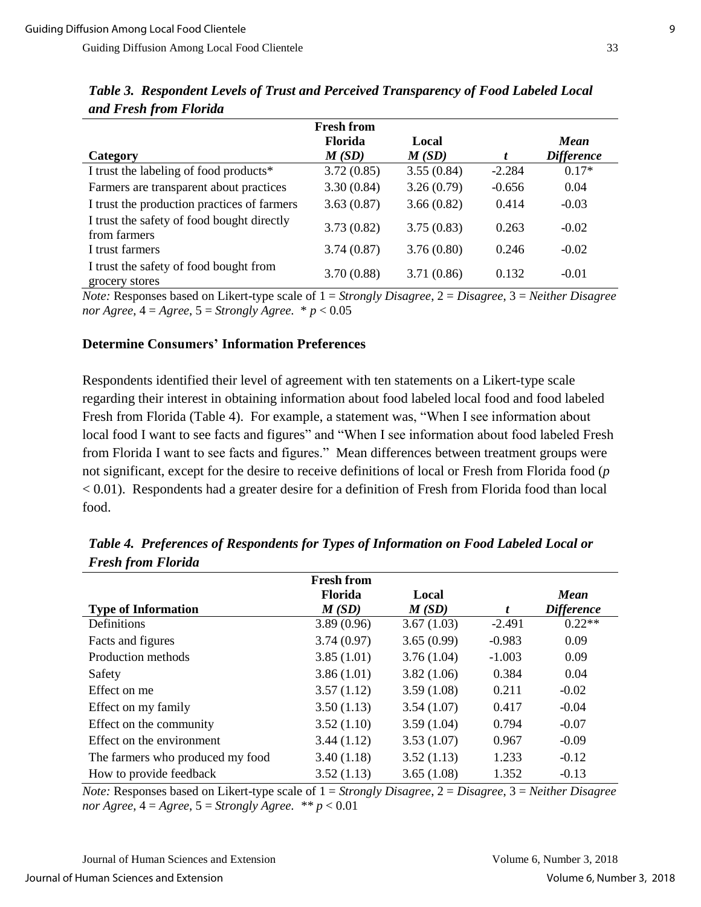*Table 3. Respondent Levels of Trust and Perceived Transparency of Food Labeled Local and Fresh from Florida*

| Category | Fresh from Florida *M (SD)* | Local *M (SD)* | *t* | *Mean Difference* |
|---|---|---|---|---|
| I trust the labeling of food products* | 3.72 (0.85) | 3.55 (0.84) | -2.284 | 0.17* |
| Farmers are transparent about practices | 3.30 (0.84) | 3.26 (0.79) | -0.656 | 0.04 |
| I trust the production practices of farmers | 3.63 (0.87) | 3.66 (0.82) | 0.414 | -0.03 |
| I trust the safety of food bought directly from farmers | 3.73 (0.82) | 3.75 (0.83) | 0.263 | -0.02 |
| I trust farmers | 3.74 (0.87) | 3.76 (0.80) | 0.246 | -0.02 |
| I trust the safety of food bought from grocery stores | 3.70 (0.88) | 3.71 (0.86) | 0.132 | -0.01 |

*Note:* Responses based on Likert-type scale of 1 = *Strongly Disagree*, 2 = *Disagree*, 3 = *Neither Disagree nor Agree*, 4 = *Agree*, 5 = *Strongly Agree*. * $p < 0.05$

### Determine Consumers' Information Preferences

Respondents identified their level of agreement with ten statements on a Likert-type scale regarding their interest in obtaining information about food labeled local food and food labeled Fresh from Florida (Table 4). For example, a statement was, "When I see information about local food I want to see facts and figures" and "When I see information about food labeled Fresh from Florida I want to see facts and figures." Mean differences between treatment groups were not significant, except for the desire to receive definitions of local or Fresh from Florida food ($p < 0.01$). Respondents had a greater desire for a definition of Fresh from Florida food than local food.

*Table 4. Preferences of Respondents for Types of Information on Food Labeled Local or Fresh from Florida*

| Type of Information | Fresh from Florida *M (SD)* | Local *M (SD)* | *t* | *Mean Difference* |
|---|---|---|---|---|
| Definitions | 3.89 (0.96) | 3.67 (1.03) | -2.491 | 0.22** |
| Facts and figures | 3.74 (0.97) | 3.65 (0.99) | -0.983 | 0.09 |
| Production methods | 3.85 (1.01) | 3.76 (1.04) | -1.003 | 0.09 |
| Safety | 3.86 (1.01) | 3.82 (1.06) | 0.384 | 0.04 |
| Effect on me | 3.57 (1.12) | 3.59 (1.08) | 0.211 | -0.02 |
| Effect on my family | 3.50 (1.13) | 3.54 (1.07) | 0.417 | -0.04 |
| Effect on the community | 3.52 (1.10) | 3.59 (1.04) | 0.794 | -0.07 |
| Effect on the environment | 3.44 (1.12) | 3.53 (1.07) | 0.967 | -0.09 |
| The farmers who produced my food | 3.40 (1.18) | 3.52 (1.13) | 1.233 | -0.12 |
| How to provide feedback | 3.52 (1.13) | 3.65 (1.08) | 1.352 | -0.13 |

*Note:* Responses based on Likert-type scale of 1 = *Strongly Disagree*, 2 = *Disagree*, 3 = *Neither Disagree nor Agree*, 4 = *Agree*, 5 = *Strongly Agree*. ** $p < 0.01$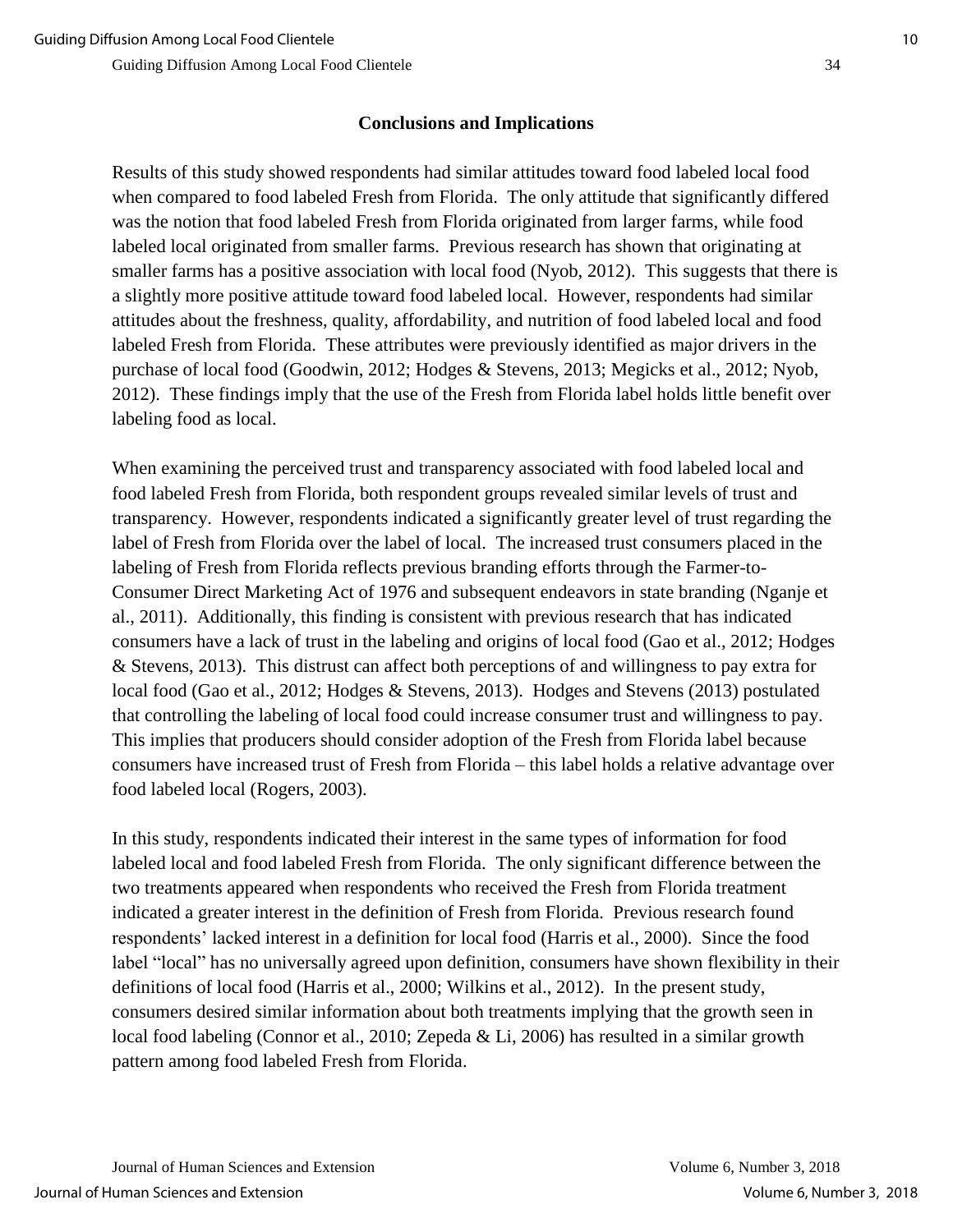## Conclusions and Implications

Results of this study showed respondents had similar attitudes toward food labeled local food when compared to food labeled Fresh from Florida. The only attitude that significantly differed was the notion that food labeled Fresh from Florida originated from larger farms, while food labeled local originated from smaller farms. Previous research has shown that originating at smaller farms has a positive association with local food (Nyob, 2012). This suggests that there is a slightly more positive attitude toward food labeled local. However, respondents had similar attitudes about the freshness, quality, affordability, and nutrition of food labeled local and food labeled Fresh from Florida. These attributes were previously identified as major drivers in the purchase of local food (Goodwin, 2012; Hodges & Stevens, 2013; Megicks et al., 2012; Nyob, 2012). These findings imply that the use of the Fresh from Florida label holds little benefit over labeling food as local.

When examining the perceived trust and transparency associated with food labeled local and food labeled Fresh from Florida, both respondent groups revealed similar levels of trust and transparency. However, respondents indicated a significantly greater level of trust regarding the label of Fresh from Florida over the label of local. The increased trust consumers placed in the labeling of Fresh from Florida reflects previous branding efforts through the Farmer-to-Consumer Direct Marketing Act of 1976 and subsequent endeavors in state branding (Nganje et al., 2011). Additionally, this finding is consistent with previous research that has indicated consumers have a lack of trust in the labeling and origins of local food (Gao et al., 2012; Hodges & Stevens, 2013). This distrust can affect both perceptions of and willingness to pay extra for local food (Gao et al., 2012; Hodges & Stevens, 2013). Hodges and Stevens (2013) postulated that controlling the labeling of local food could increase consumer trust and willingness to pay. This implies that producers should consider adoption of the Fresh from Florida label because consumers have increased trust of Fresh from Florida – this label holds a relative advantage over food labeled local (Rogers, 2003).

In this study, respondents indicated their interest in the same types of information for food labeled local and food labeled Fresh from Florida. The only significant difference between the two treatments appeared when respondents who received the Fresh from Florida treatment indicated a greater interest in the definition of Fresh from Florida. Previous research found respondents' lacked interest in a definition for local food (Harris et al., 2000). Since the food label "local" has no universally agreed upon definition, consumers have shown flexibility in their definitions of local food (Harris et al., 2000; Wilkins et al., 2012). In the present study, consumers desired similar information about both treatments implying that the growth seen in local food labeling (Connor et al., 2010; Zepeda & Li, 2006) has resulted in a similar growth pattern among food labeled Fresh from Florida.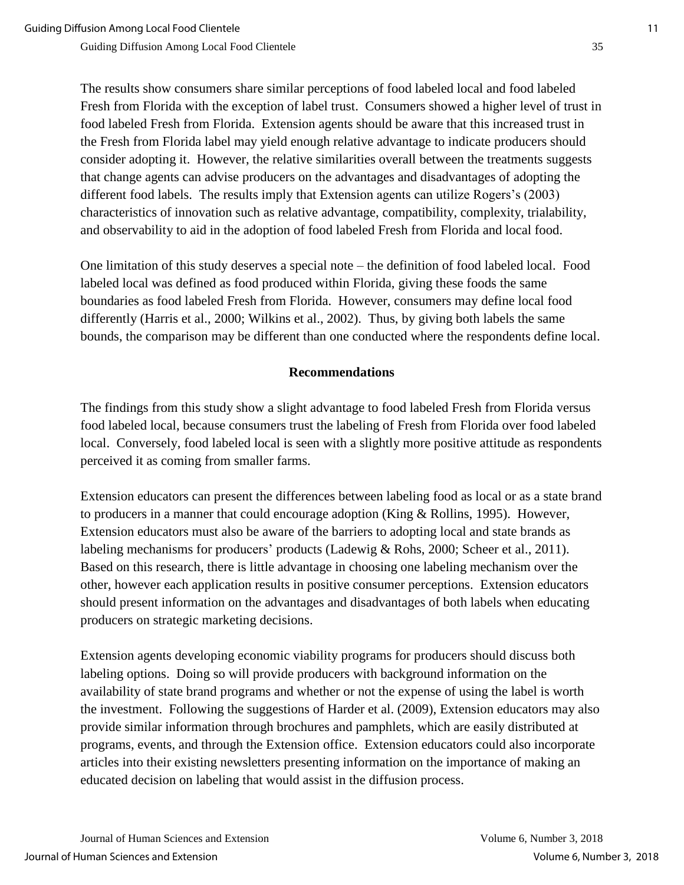The results show consumers share similar perceptions of food labeled local and food labeled Fresh from Florida with the exception of label trust. Consumers showed a higher level of trust in food labeled Fresh from Florida. Extension agents should be aware that this increased trust in the Fresh from Florida label may yield enough relative advantage to indicate producers should consider adopting it. However, the relative similarities overall between the treatments suggests that change agents can advise producers on the advantages and disadvantages of adopting the different food labels. The results imply that Extension agents can utilize Rogers's (2003) characteristics of innovation such as relative advantage, compatibility, complexity, trialability, and observability to aid in the adoption of food labeled Fresh from Florida and local food.

One limitation of this study deserves a special note – the definition of food labeled local. Food labeled local was defined as food produced within Florida, giving these foods the same boundaries as food labeled Fresh from Florida. However, consumers may define local food differently (Harris et al., 2000; Wilkins et al., 2002). Thus, by giving both labels the same bounds, the comparison may be different than one conducted where the respondents define local.

## Recommendations

The findings from this study show a slight advantage to food labeled Fresh from Florida versus food labeled local, because consumers trust the labeling of Fresh from Florida over food labeled local. Conversely, food labeled local is seen with a slightly more positive attitude as respondents perceived it as coming from smaller farms.

Extension educators can present the differences between labeling food as local or as a state brand to producers in a manner that could encourage adoption (King & Rollins, 1995). However, Extension educators must also be aware of the barriers to adopting local and state brands as labeling mechanisms for producers' products (Ladewig & Rohs, 2000; Scheer et al., 2011). Based on this research, there is little advantage in choosing one labeling mechanism over the other, however each application results in positive consumer perceptions. Extension educators should present information on the advantages and disadvantages of both labels when educating producers on strategic marketing decisions.

Extension agents developing economic viability programs for producers should discuss both labeling options. Doing so will provide producers with background information on the availability of state brand programs and whether or not the expense of using the label is worth the investment. Following the suggestions of Harder et al. (2009), Extension educators may also provide similar information through brochures and pamphlets, which are easily distributed at programs, events, and through the Extension office. Extension educators could also incorporate articles into their existing newsletters presenting information on the importance of making an educated decision on labeling that would assist in the diffusion process.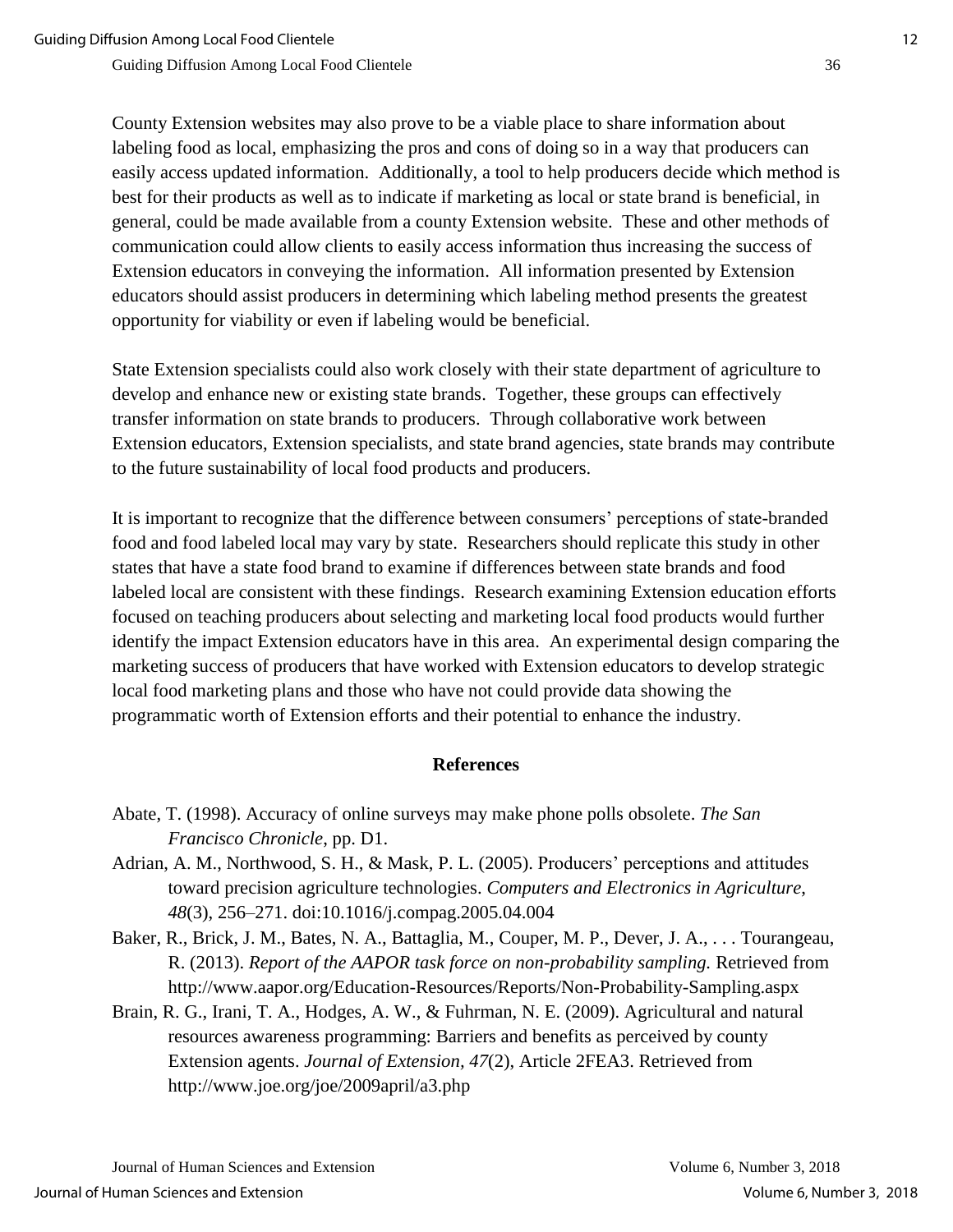County Extension websites may also prove to be a viable place to share information about labeling food as local, emphasizing the pros and cons of doing so in a way that producers can easily access updated information. Additionally, a tool to help producers decide which method is best for their products as well as to indicate if marketing as local or state brand is beneficial, in general, could be made available from a county Extension website. These and other methods of communication could allow clients to easily access information thus increasing the success of Extension educators in conveying the information. All information presented by Extension educators should assist producers in determining which labeling method presents the greatest opportunity for viability or even if labeling would be beneficial.

State Extension specialists could also work closely with their state department of agriculture to develop and enhance new or existing state brands. Together, these groups can effectively transfer information on state brands to producers. Through collaborative work between Extension educators, Extension specialists, and state brand agencies, state brands may contribute to the future sustainability of local food products and producers.

It is important to recognize that the difference between consumers' perceptions of state-branded food and food labeled local may vary by state. Researchers should replicate this study in other states that have a state food brand to examine if differences between state brands and food labeled local are consistent with these findings. Research examining Extension education efforts focused on teaching producers about selecting and marketing local food products would further identify the impact Extension educators have in this area. An experimental design comparing the marketing success of producers that have worked with Extension educators to develop strategic local food marketing plans and those who have not could provide data showing the programmatic worth of Extension efforts and their potential to enhance the industry.

## References

Abate, T. (1998). Accuracy of online surveys may make phone polls obsolete. *The San Francisco Chronicle*, pp. D1.

Adrian, A. M., Northwood, S. H., & Mask, P. L. (2005). Producers' perceptions and attitudes toward precision agriculture technologies. *Computers and Electronics in Agriculture*, *48*(3), 256–271. doi:10.1016/j.compag.2005.04.004

Baker, R., Brick, J. M., Bates, N. A., Battaglia, M., Couper, M. P., Dever, J. A., . . . Tourangeau, R. (2013). *Report of the AAPOR task force on non-probability sampling.* Retrieved from http://www.aapor.org/Education-Resources/Reports/Non-Probability-Sampling.aspx

Brain, R. G., Irani, T. A., Hodges, A. W., & Fuhrman, N. E. (2009). Agricultural and natural resources awareness programming: Barriers and benefits as perceived by county Extension agents. *Journal of Extension, 47*(2), Article 2FEA3. Retrieved from http://www.joe.org/joe/2009april/a3.php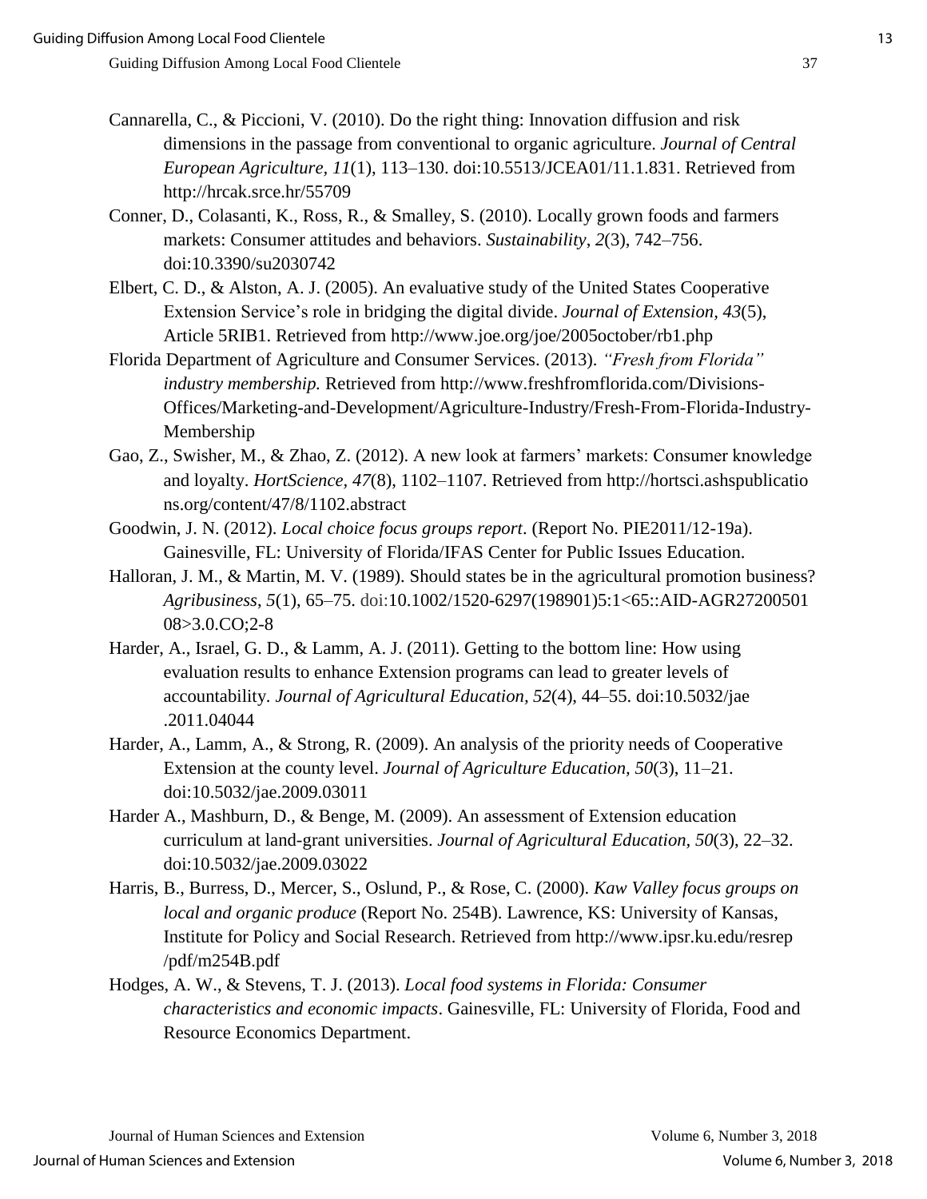Cannarella, C., & Piccioni, V. (2010). Do the right thing: Innovation diffusion and risk dimensions in the passage from conventional to organic agriculture. *Journal of Central European Agriculture, 11*(1), 113–130. doi:10.5513/JCEA01/11.1.831. Retrieved from http://hrcak.srce.hr/55709

Conner, D., Colasanti, K., Ross, R., & Smalley, S. (2010). Locally grown foods and farmers markets: Consumer attitudes and behaviors. *Sustainability*, *2*(3), 742–756. doi:10.3390/su2030742

Elbert, C. D., & Alston, A. J. (2005). An evaluative study of the United States Cooperative Extension Service's role in bridging the digital divide. *Journal of Extension, 43*(5), Article 5RIB1. Retrieved from http://www.joe.org/joe/2005october/rb1.php

Florida Department of Agriculture and Consumer Services. (2013). *"Fresh from Florida" industry membership.* Retrieved from http://www.freshfromflorida.com/Divisions-Offices/Marketing-and-Development/Agriculture-Industry/Fresh-From-Florida-Industry-Membership

Gao, Z., Swisher, M., & Zhao, Z. (2012). A new look at farmers' markets: Consumer knowledge and loyalty. *HortScience, 47*(8), 1102–1107. Retrieved from http://hortsci.ashspublications.org/content/47/8/1102.abstract

Goodwin, J. N. (2012). *Local choice focus groups report*. (Report No. PIE2011/12-19a). Gainesville, FL: University of Florida/IFAS Center for Public Issues Education.

Halloran, J. M., & Martin, M. V. (1989). Should states be in the agricultural promotion business? *Agribusiness*, *5*(1), 65–75. doi:10.1002/1520-6297(198901)5:1<65::AID-AGR2720050108>3.0.CO;2-8

Harder, A., Israel, G. D., & Lamm, A. J. (2011). Getting to the bottom line: How using evaluation results to enhance Extension programs can lead to greater levels of accountability. *Journal of Agricultural Education, 52*(4), 44–55. doi:10.5032/jae.2011.04044

Harder, A., Lamm, A., & Strong, R. (2009). An analysis of the priority needs of Cooperative Extension at the county level. *Journal of Agriculture Education, 50*(3), 11–21. doi:10.5032/jae.2009.03011

Harder A., Mashburn, D., & Benge, M. (2009). An assessment of Extension education curriculum at land-grant universities. *Journal of Agricultural Education, 50*(3), 22–32. doi:10.5032/jae.2009.03022

Harris, B., Burress, D., Mercer, S., Oslund, P., & Rose, C. (2000). *Kaw Valley focus groups on local and organic produce* (Report No. 254B). Lawrence, KS: University of Kansas, Institute for Policy and Social Research. Retrieved from http://www.ipsr.ku.edu/resrep/pdf/m254B.pdf

Hodges, A. W., & Stevens, T. J. (2013). *Local food systems in Florida: Consumer characteristics and economic impacts*. Gainesville, FL: University of Florida, Food and Resource Economics Department.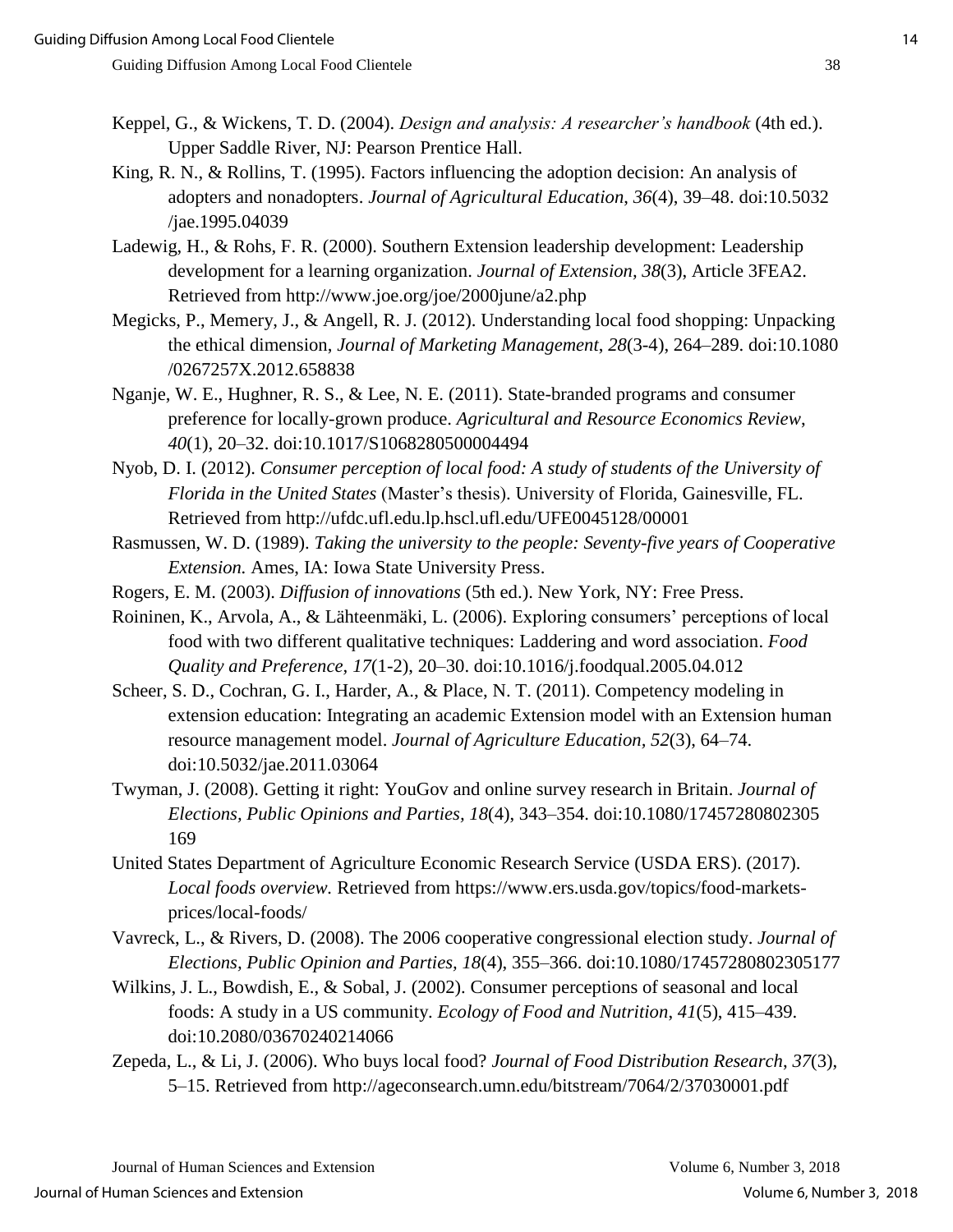Keppel, G., & Wickens, T. D. (2004). *Design and analysis: A researcher's handbook* (4th ed.). Upper Saddle River, NJ: Pearson Prentice Hall.

King, R. N., & Rollins, T. (1995). Factors influencing the adoption decision: An analysis of adopters and nonadopters. *Journal of Agricultural Education*, *36*(4), 39–48. doi:10.5032/jae.1995.04039

Ladewig, H., & Rohs, F. R. (2000). Southern Extension leadership development: Leadership development for a learning organization. *Journal of Extension, 38*(3), Article 3FEA2. Retrieved from http://www.joe.org/joe/2000june/a2.php

Megicks, P., Memery, J., & Angell, R. J. (2012). Understanding local food shopping: Unpacking the ethical dimension, *Journal of Marketing Management*, *28*(3-4), 264–289. doi:10.1080/0267257X.2012.658838

Nganje, W. E., Hughner, R. S., & Lee, N. E. (2011). State-branded programs and consumer preference for locally-grown produce. *Agricultural and Resource Economics Review*, *40*(1), 20–32. doi:10.1017/S1068280500004494

Nyob, D. I. (2012). *Consumer perception of local food: A study of students of the University of Florida in the United States* (Master's thesis). University of Florida, Gainesville, FL. Retrieved from http://ufdc.ufl.edu.lp.hscl.ufl.edu/UFE0045128/00001

Rasmussen, W. D. (1989). *Taking the university to the people: Seventy-five years of Cooperative Extension.* Ames, IA: Iowa State University Press.

Rogers, E. M. (2003). *Diffusion of innovations* (5th ed.). New York, NY: Free Press.

Roininen, K., Arvola, A., & Lähteenmäki, L. (2006). Exploring consumers' perceptions of local food with two different qualitative techniques: Laddering and word association. *Food Quality and Preference, 17*(1-2), 20–30. doi:10.1016/j.foodqual.2005.04.012

Scheer, S. D., Cochran, G. I., Harder, A., & Place, N. T. (2011). Competency modeling in extension education: Integrating an academic Extension model with an Extension human resource management model. *Journal of Agriculture Education, 52*(3), 64–74. doi:10.5032/jae.2011.03064

Twyman, J. (2008). Getting it right: YouGov and online survey research in Britain. *Journal of Elections, Public Opinions and Parties, 18*(4), 343–354. doi:10.1080/17457280802305169

United States Department of Agriculture Economic Research Service (USDA ERS). (2017). *Local foods overview.* Retrieved from https://www.ers.usda.gov/topics/food-markets-prices/local-foods/

Vavreck, L., & Rivers, D. (2008). The 2006 cooperative congressional election study. *Journal of Elections, Public Opinion and Parties, 18*(4), 355–366. doi:10.1080/17457280802305177

Wilkins, J. L., Bowdish, E., & Sobal, J. (2002). Consumer perceptions of seasonal and local foods: A study in a US community. *Ecology of Food and Nutrition*, *41*(5), 415–439. doi:10.2080/03670240214066

Zepeda, L., & Li, J. (2006). Who buys local food? *Journal of Food Distribution Research*, *37*(3), 5–15. Retrieved from http://ageconsearch.umn.edu/bitstream/7064/2/37030001.pdf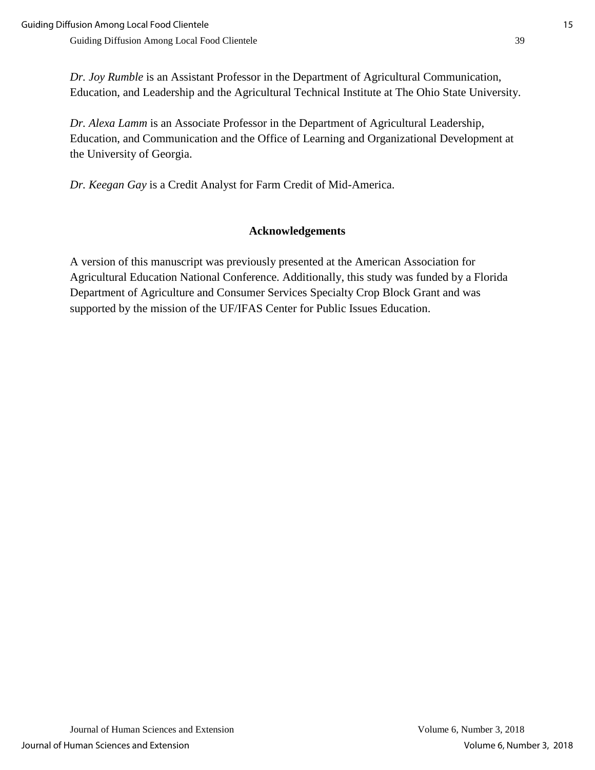*Dr. Joy Rumble* is an Assistant Professor in the Department of Agricultural Communication, Education, and Leadership and the Agricultural Technical Institute at The Ohio State University.

*Dr. Alexa Lamm* is an Associate Professor in the Department of Agricultural Leadership, Education, and Communication and the Office of Learning and Organizational Development at the University of Georgia.

*Dr. Keegan Gay* is a Credit Analyst for Farm Credit of Mid-America.

## Acknowledgements

A version of this manuscript was previously presented at the American Association for Agricultural Education National Conference. Additionally, this study was funded by a Florida Department of Agriculture and Consumer Services Specialty Crop Block Grant and was supported by the mission of the UF/IFAS Center for Public Issues Education.